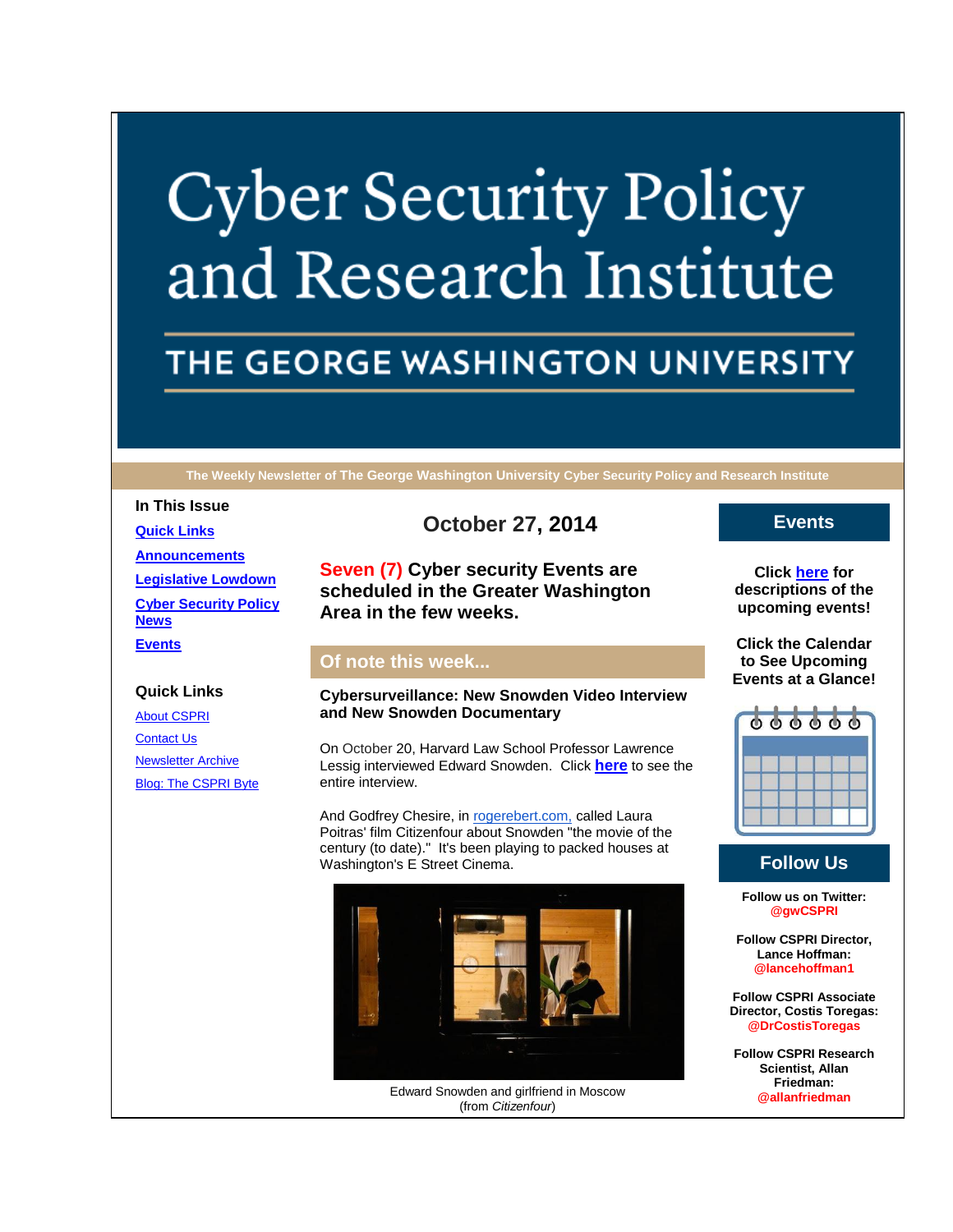# Cyber Security Policy and Research Institute

## THE GEORGE WASHINGTON UNIVERSITY

**The Weekly Newsletter of The George Washington University Cyber Security Policy and Research Institute**

**In This Issue**

- **Quick Links**
- **Announcements**
- **Legislative Lowdown**
- **Cyber Security Policy News**
- **Events**

**Quick Links**

- About CSPRI
- Contact Us
- Newsletter Archive
- Blog: The CSPRI Byte

## October 27, 2014

### Seven (7) Cyber security Events are scheduled in the Greater Washington Area in the few weeks.

## Of note this week...

**Cybersurveillance: New Snowden Video Interview and New Snowden Documentary**

On October 20, Harvard Law School Professor Lawrence Lessig interviewed Edward Snowden. Click **here** to see the entire interview.

And Godfrey Chesire, in rogerebert.com, called Laura Poitras' film Citizenfour about Snowden "the movie of the century (to date)." It's been playing to packed houses at Washington's E Street Cinema.

Edward Snowden and girlfriend in Moscow (from *Citizenfour*)

## Events

**Click here for descriptions of the upcoming events!**

**Click the Calendar to See Upcoming Events at a Glance!**

## Follow Us

**Follow us on Twitter: @gwCSPRI**

**Follow CSPRI Director, Lance Hoffman: @lancehoffman1**

**Follow CSPRI Associate Director, Costis Toregas: @DrCostisToregas**

**Follow CSPRI Research Scientist, Allan Friedman: @allanfriedman**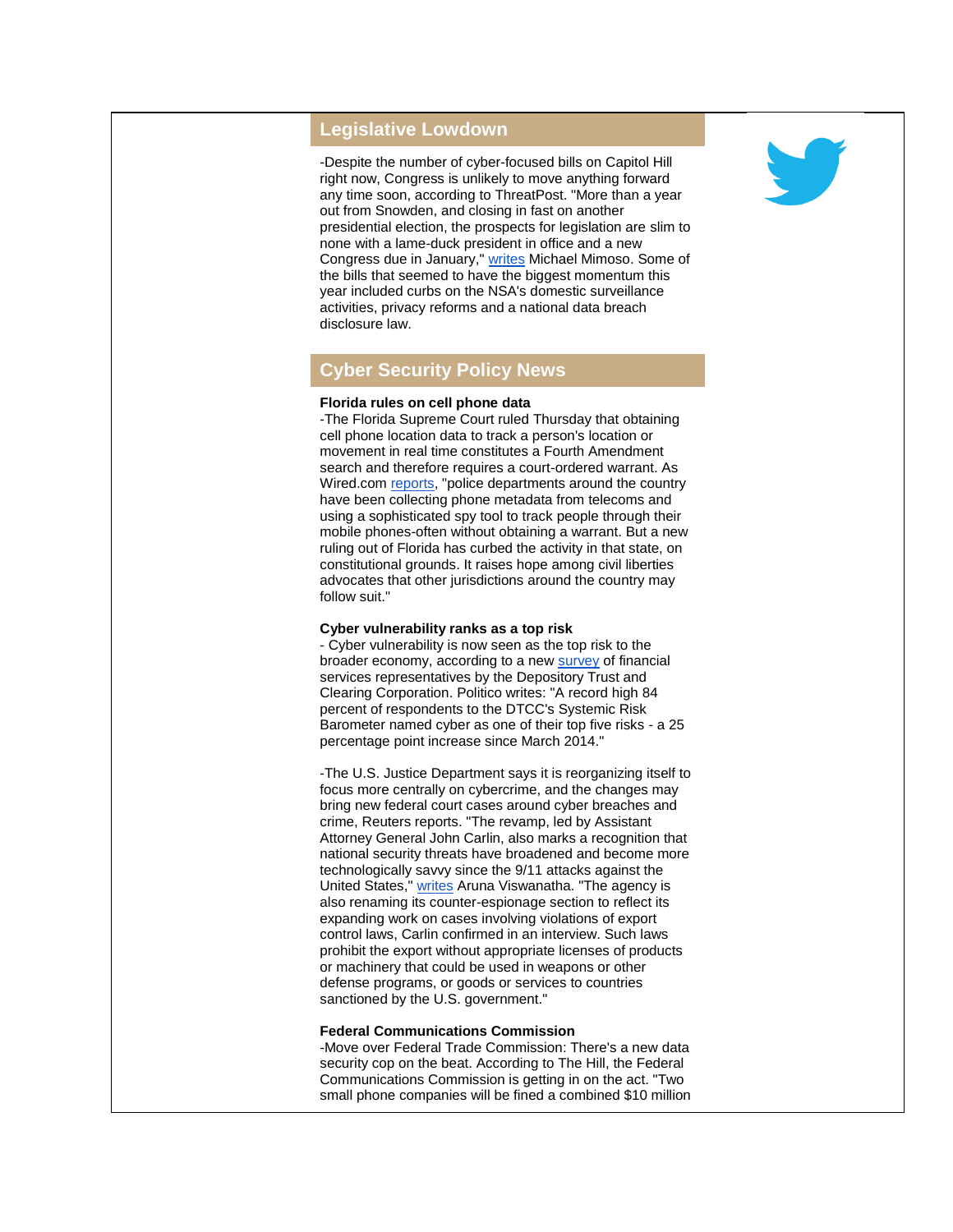## Legislative Lowdown

-Despite the number of cyber-focused bills on Capitol Hill right now, Congress is unlikely to move anything forward any time soon, according to ThreatPost. "More than a year out from Snowden, and closing in fast on another presidential election, the prospects for legislation are slim to none with a lame-duck president in office and a new Congress due in January," writes Michael Mimoso. Some of the bills that seemed to have the biggest momentum this year included curbs on the NSA's domestic surveillance activities, privacy reforms and a national data breach disclosure law.

## Cyber Security Policy News

**Florida rules on cell phone data**
-The Florida Supreme Court ruled Thursday that obtaining cell phone location data to track a person's location or movement in real time constitutes a Fourth Amendment search and therefore requires a court-ordered warrant. As Wired.com reports, "police departments around the country have been collecting phone metadata from telecoms and using a sophisticated spy tool to track people through their mobile phones-often without obtaining a warrant. But a new ruling out of Florida has curbed the activity in that state, on constitutional grounds. It raises hope among civil liberties advocates that other jurisdictions around the country may follow suit."

**Cyber vulnerability ranks as a top risk**
- Cyber vulnerability is now seen as the top risk to the broader economy, according to a new survey of financial services representatives by the Depository Trust and Clearing Corporation. Politico writes: "A record high 84 percent of respondents to the DTCC's Systemic Risk Barometer named cyber as one of their top five risks - a 25 percentage point increase since March 2014."

-The U.S. Justice Department says it is reorganizing itself to focus more centrally on cybercrime, and the changes may bring new federal court cases around cyber breaches and crime, Reuters reports. "The revamp, led by Assistant Attorney General John Carlin, also marks a recognition that national security threats have broadened and become more technologically savvy since the 9/11 attacks against the United States," writes Aruna Viswanatha. "The agency is also renaming its counter-espionage section to reflect its expanding work on cases involving violations of export control laws, Carlin confirmed in an interview. Such laws prohibit the export without appropriate licenses of products or machinery that could be used in weapons or other defense programs, or goods or services to countries sanctioned by the U.S. government."

**Federal Communications Commission**
-Move over Federal Trade Commission: There's a new data security cop on the beat. According to The Hill, the Federal Communications Commission is getting in on the act. "Two small phone companies will be fined a combined $10 million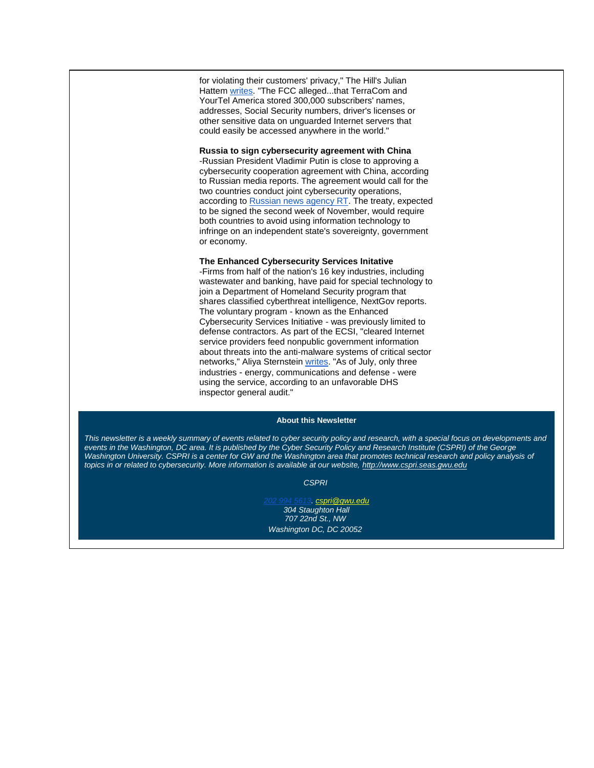for violating their customers' privacy," The Hill's Julian Hattem writes. "The FCC alleged...that TerraCom and YourTel America stored 300,000 subscribers' names, addresses, Social Security numbers, driver's licenses or other sensitive data on unguarded Internet servers that could easily be accessed anywhere in the world."

**Russia to sign cybersecurity agreement with China**
-Russian President Vladimir Putin is close to approving a cybersecurity cooperation agreement with China, according to Russian media reports. The agreement would call for the two countries conduct joint cybersecurity operations, according to Russian news agency RT. The treaty, expected to be signed the second week of November, would require both countries to avoid using information technology to infringe on an independent state's sovereignty, government or economy.

**The Enhanced Cybersecurity Services Initative**
-Firms from half of the nation's 16 key industries, including wastewater and banking, have paid for special technology to join a Department of Homeland Security program that shares classified cyberthreat intelligence, NextGov reports. The voluntary program - known as the Enhanced Cybersecurity Services Initiative - was previously limited to defense contractors. As part of the ECSI, "cleared Internet service providers feed nonpublic government information about threats into the anti-malware systems of critical sector networks," Aliya Sternstein writes. "As of July, only three industries - energy, communications and defense - were using the service, according to an unfavorable DHS inspector general audit."

**About this Newsletter**

*This newsletter is a weekly summary of events related to cyber security policy and research, with a special focus on developments and events in the Washington, DC area. It is published by the Cyber Security Policy and Research Institute (CSPRI) of the George Washington University. CSPRI is a center for GW and the Washington area that promotes technical research and policy analysis of topics in or related to cybersecurity. More information is available at our website, http://www.cspri.seas.gwu.edu*

*CSPRI*

*202 994 5613, cspri@gwu.edu*
*304 Staughton Hall*
*707 22nd St., NW*
*Washington DC, DC 20052*